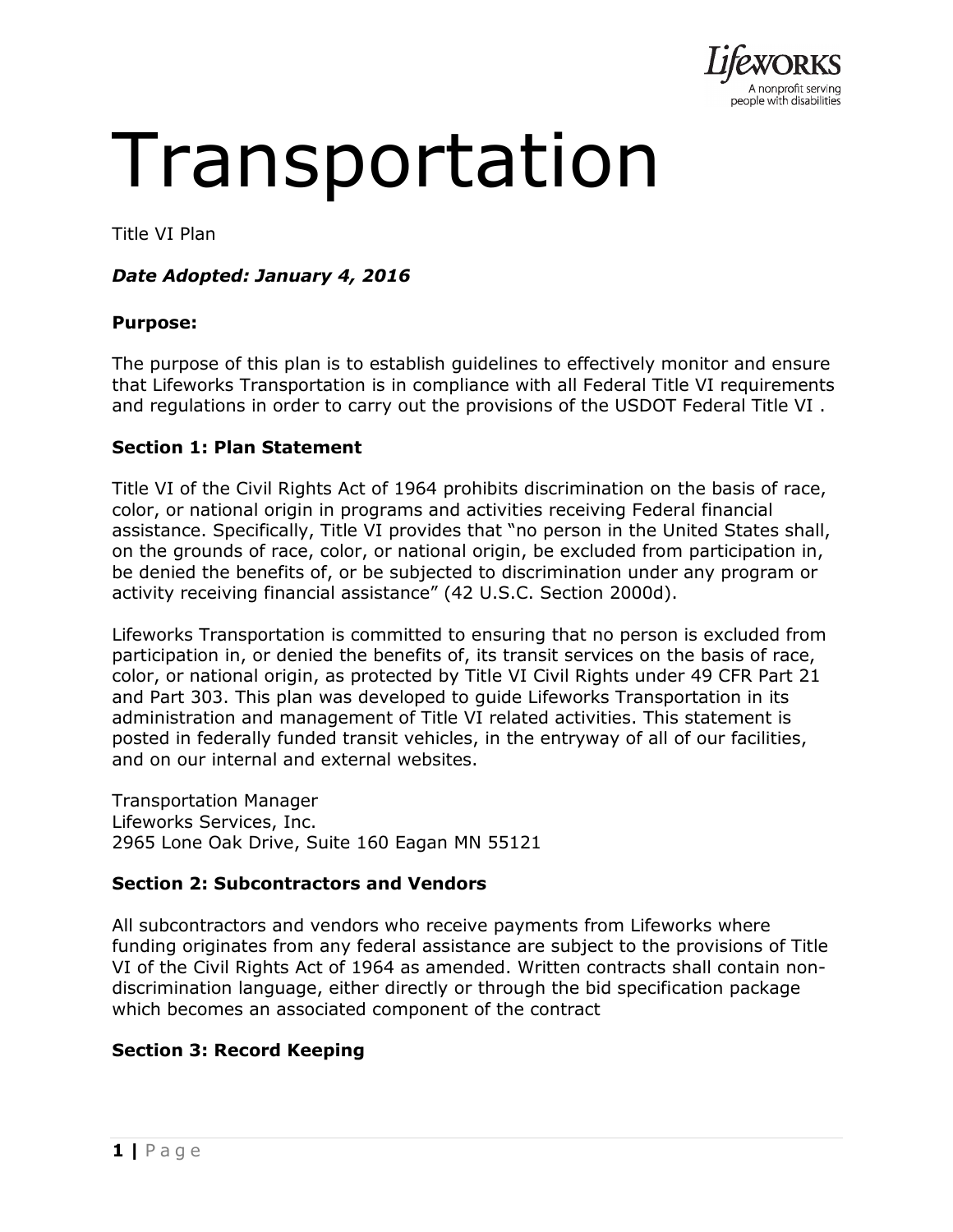# Transportation

Title VI Plan

***Date Adopted: January 4, 2016***

**Purpose:**

The purpose of this plan is to establish guidelines to effectively monitor and ensure that Lifeworks Transportation is in compliance with all Federal Title VI requirements and regulations in order to carry out the provisions of the USDOT Federal Title VI .

**Section 1: Plan Statement**

Title VI of the Civil Rights Act of 1964 prohibits discrimination on the basis of race, color, or national origin in programs and activities receiving Federal financial assistance. Specifically, Title VI provides that "no person in the United States shall, on the grounds of race, color, or national origin, be excluded from participation in, be denied the benefits of, or be subjected to discrimination under any program or activity receiving financial assistance" (42 U.S.C. Section 2000d).

Lifeworks Transportation is committed to ensuring that no person is excluded from participation in, or denied the benefits of, its transit services on the basis of race, color, or national origin, as protected by Title VI Civil Rights under 49 CFR Part 21 and Part 303. This plan was developed to guide Lifeworks Transportation in its administration and management of Title VI related activities. This statement is posted in federally funded transit vehicles, in the entryway of all of our facilities, and on our internal and external websites.

Transportation Manager
Lifeworks Services, Inc.
2965 Lone Oak Drive, Suite 160 Eagan MN 55121

**Section 2: Subcontractors and Vendors**

All subcontractors and vendors who receive payments from Lifeworks where funding originates from any federal assistance are subject to the provisions of Title VI of the Civil Rights Act of 1964 as amended. Written contracts shall contain non-discrimination language, either directly or through the bid specification package which becomes an associated component of the contract

**Section 3: Record Keeping**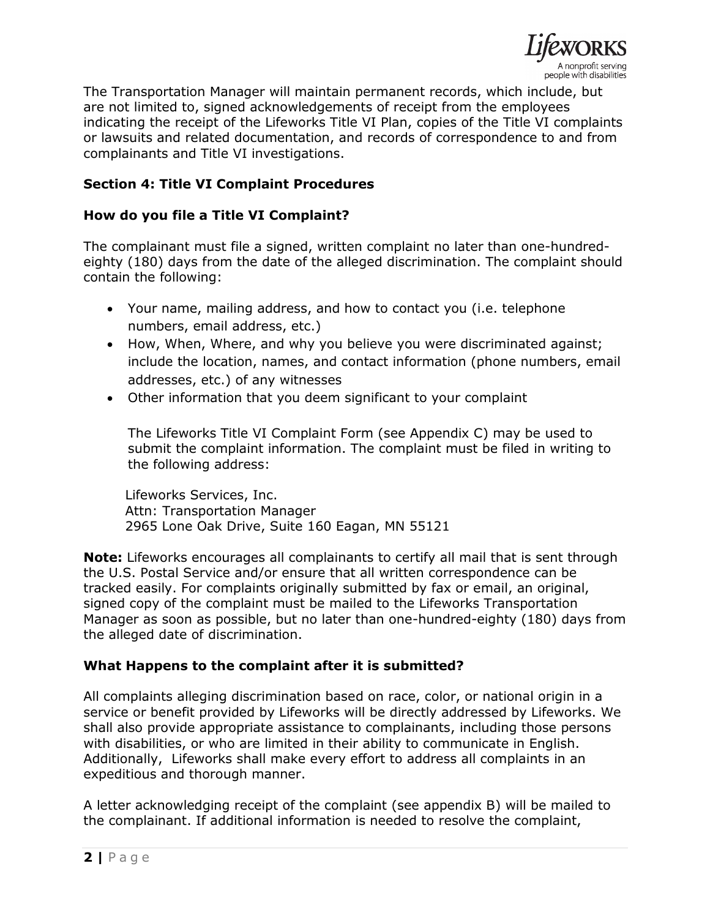The Transportation Manager will maintain permanent records, which include, but are not limited to, signed acknowledgements of receipt from the employees indicating the receipt of the Lifeworks Title VI Plan, copies of the Title VI complaints or lawsuits and related documentation, and records of correspondence to and from complainants and Title VI investigations.

## Section 4: Title VI Complaint Procedures

### How do you file a Title VI Complaint?

The complainant must file a signed, written complaint no later than one-hundred-eighty (180) days from the date of the alleged discrimination. The complaint should contain the following:

- Your name, mailing address, and how to contact you (i.e. telephone numbers, email address, etc.)
- How, When, Where, and why you believe you were discriminated against; include the location, names, and contact information (phone numbers, email addresses, etc.) of any witnesses
- Other information that you deem significant to your complaint

The Lifeworks Title VI Complaint Form (see Appendix C) may be used to submit the complaint information. The complaint must be filed in writing to the following address:

Lifeworks Services, Inc.
Attn: Transportation Manager
2965 Lone Oak Drive, Suite 160 Eagan, MN 55121

**Note:** Lifeworks encourages all complainants to certify all mail that is sent through the U.S. Postal Service and/or ensure that all written correspondence can be tracked easily. For complaints originally submitted by fax or email, an original, signed copy of the complaint must be mailed to the Lifeworks Transportation Manager as soon as possible, but no later than one-hundred-eighty (180) days from the alleged date of discrimination.

### What Happens to the complaint after it is submitted?

All complaints alleging discrimination based on race, color, or national origin in a service or benefit provided by Lifeworks will be directly addressed by Lifeworks. We shall also provide appropriate assistance to complainants, including those persons with disabilities, or who are limited in their ability to communicate in English. Additionally, Lifeworks shall make every effort to address all complaints in an expeditious and thorough manner.

A letter acknowledging receipt of the complaint (see appendix B) will be mailed to the complainant. If additional information is needed to resolve the complaint,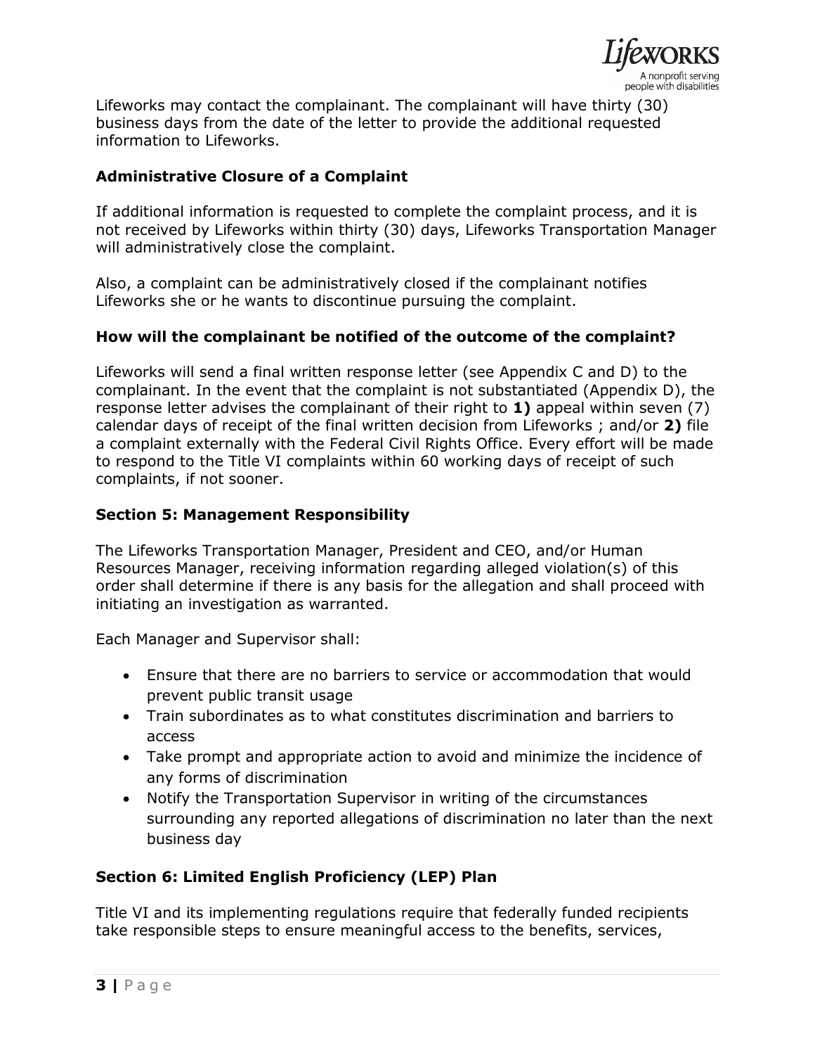Lifeworks may contact the complainant. The complainant will have thirty (30) business days from the date of the letter to provide the additional requested information to Lifeworks.

### Administrative Closure of a Complaint

If additional information is requested to complete the complaint process, and it is not received by Lifeworks within thirty (30) days, Lifeworks Transportation Manager will administratively close the complaint.

Also, a complaint can be administratively closed if the complainant notifies Lifeworks she or he wants to discontinue pursuing the complaint.

### How will the complainant be notified of the outcome of the complaint?

Lifeworks will send a final written response letter (see Appendix C and D) to the complainant. In the event that the complaint is not substantiated (Appendix D), the response letter advises the complainant of their right to **1)** appeal within seven (7) calendar days of receipt of the final written decision from Lifeworks ; and/or **2)** file a complaint externally with the Federal Civil Rights Office. Every effort will be made to respond to the Title VI complaints within 60 working days of receipt of such complaints, if not sooner.

### Section 5: Management Responsibility

The Lifeworks Transportation Manager, President and CEO, and/or Human Resources Manager, receiving information regarding alleged violation(s) of this order shall determine if there is any basis for the allegation and shall proceed with initiating an investigation as warranted.

Each Manager and Supervisor shall:

- Ensure that there are no barriers to service or accommodation that would prevent public transit usage
- Train subordinates as to what constitutes discrimination and barriers to access
- Take prompt and appropriate action to avoid and minimize the incidence of any forms of discrimination
- Notify the Transportation Supervisor in writing of the circumstances surrounding any reported allegations of discrimination no later than the next business day

### Section 6: Limited English Proficiency (LEP) Plan

Title VI and its implementing regulations require that federally funded recipients take responsible steps to ensure meaningful access to the benefits, services,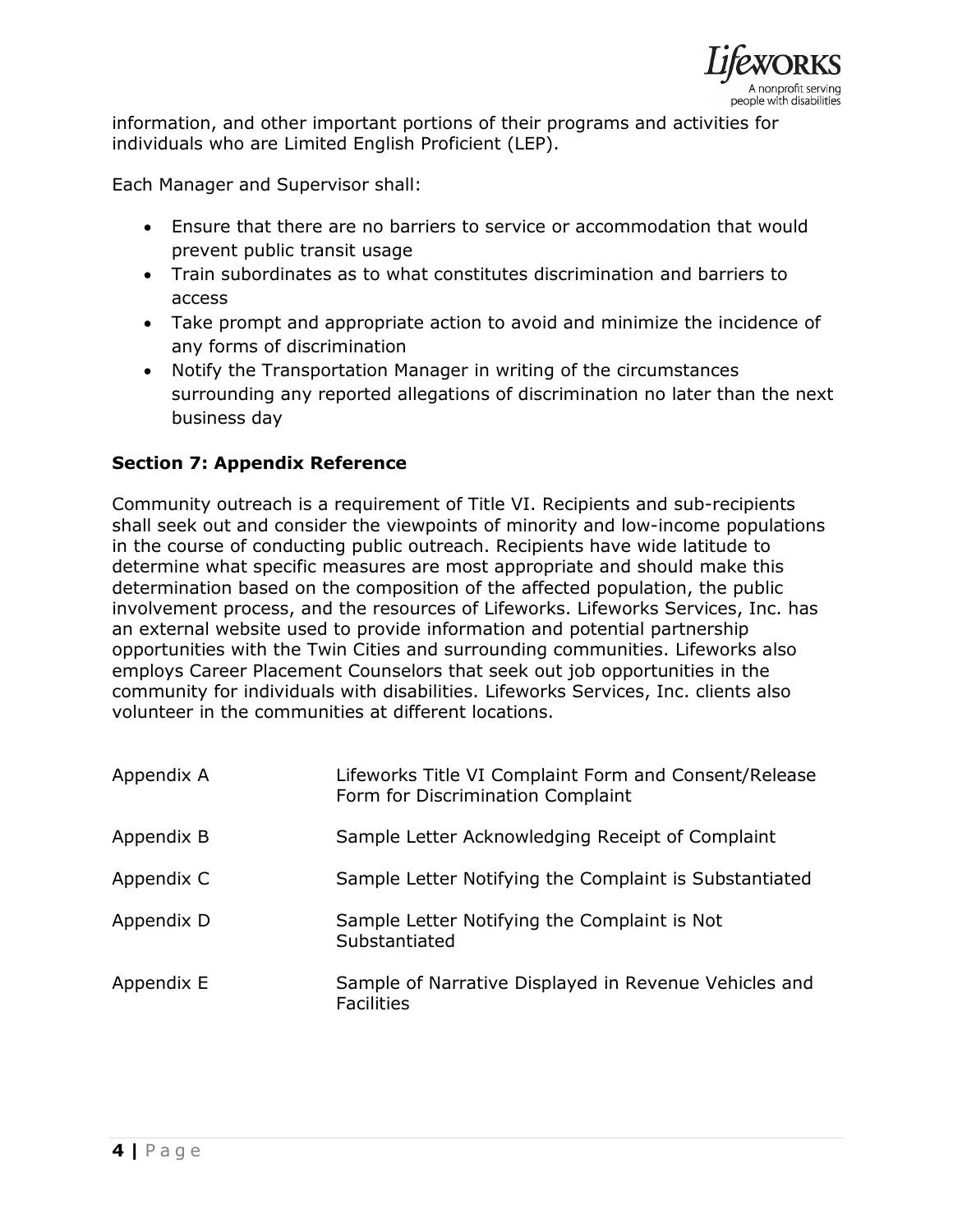information, and other important portions of their programs and activities for individuals who are Limited English Proficient (LEP).

Each Manager and Supervisor shall:

- Ensure that there are no barriers to service or accommodation that would prevent public transit usage
- Train subordinates as to what constitutes discrimination and barriers to access
- Take prompt and appropriate action to avoid and minimize the incidence of any forms of discrimination
- Notify the Transportation Manager in writing of the circumstances surrounding any reported allegations of discrimination no later than the next business day

**Section 7: Appendix Reference**

Community outreach is a requirement of Title VI. Recipients and sub-recipients shall seek out and consider the viewpoints of minority and low-income populations in the course of conducting public outreach. Recipients have wide latitude to determine what specific measures are most appropriate and should make this determination based on the composition of the affected population, the public involvement process, and the resources of Lifeworks. Lifeworks Services, Inc. has an external website used to provide information and potential partnership opportunities with the Twin Cities and surrounding communities. Lifeworks also employs Career Placement Counselors that seek out job opportunities in the community for individuals with disabilities. Lifeworks Services, Inc. clients also volunteer in the communities at different locations.

| | |
|---|---|
| Appendix A | Lifeworks Title VI Complaint Form and Consent/Release Form for Discrimination Complaint |
| Appendix B | Sample Letter Acknowledging Receipt of Complaint |
| Appendix C | Sample Letter Notifying the Complaint is Substantiated |
| Appendix D | Sample Letter Notifying the Complaint is Not Substantiated |
| Appendix E | Sample of Narrative Displayed in Revenue Vehicles and Facilities |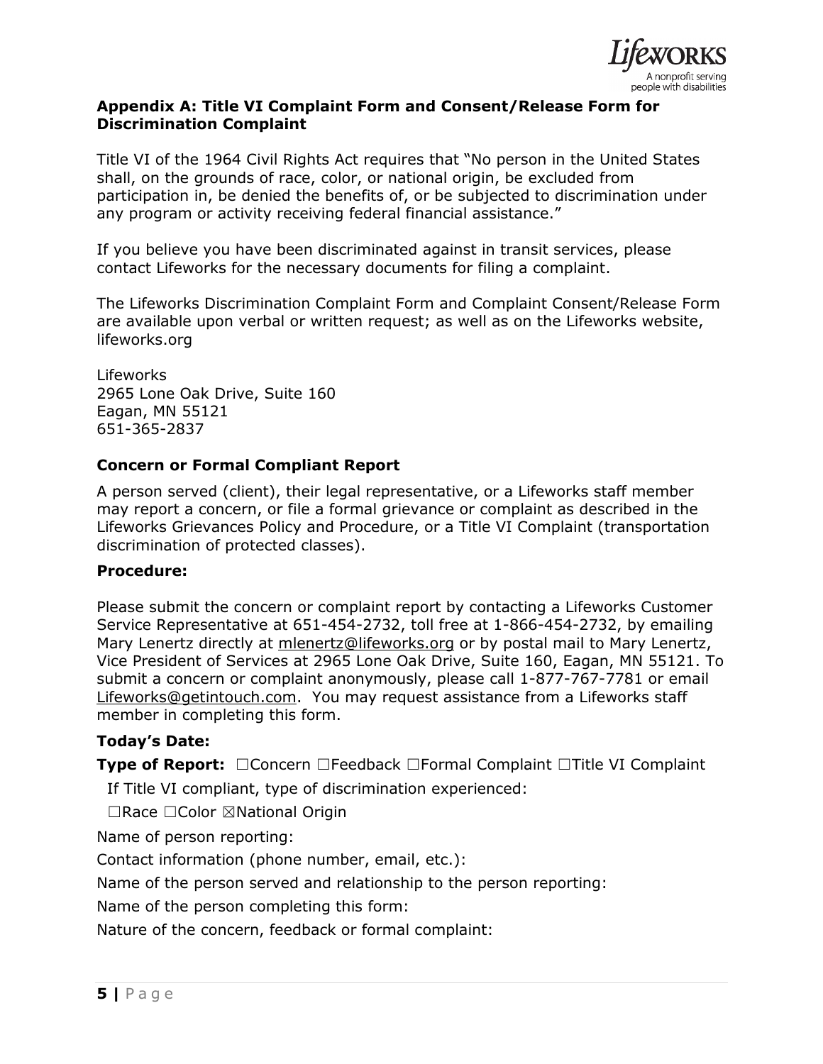### Appendix A: Title VI Complaint Form and Consent/Release Form for Discrimination Complaint

Title VI of the 1964 Civil Rights Act requires that "No person in the United States shall, on the grounds of race, color, or national origin, be excluded from participation in, be denied the benefits of, or be subjected to discrimination under any program or activity receiving federal financial assistance."

If you believe you have been discriminated against in transit services, please contact Lifeworks for the necessary documents for filing a complaint.

The Lifeworks Discrimination Complaint Form and Complaint Consent/Release Form are available upon verbal or written request; as well as on the Lifeworks website, lifeworks.org

Lifeworks
2965 Lone Oak Drive, Suite 160
Eagan, MN 55121
651-365-2837

### Concern or Formal Compliant Report

A person served (client), their legal representative, or a Lifeworks staff member may report a concern, or file a formal grievance or complaint as described in the Lifeworks Grievances Policy and Procedure, or a Title VI Complaint (transportation discrimination of protected classes).

**Procedure:**

Please submit the concern or complaint report by contacting a Lifeworks Customer Service Representative at 651-454-2732, toll free at 1-866-454-2732, by emailing Mary Lenertz directly at mlenertz@lifeworks.org or by postal mail to Mary Lenertz, Vice President of Services at 2965 Lone Oak Drive, Suite 160, Eagan, MN 55121. To submit a concern or complaint anonymously, please call 1-877-767-7781 or email Lifeworks@getintouch.com. You may request assistance from a Lifeworks staff member in completing this form.

**Today's Date:**

**Type of Report:** ☐Concern ☐Feedback ☐Formal Complaint ☐Title VI Complaint

If Title VI compliant, type of discrimination experienced:

☐Race ☐Color ☒National Origin

Name of person reporting:

Contact information (phone number, email, etc.):

Name of the person served and relationship to the person reporting:

Name of the person completing this form:

Nature of the concern, feedback or formal complaint: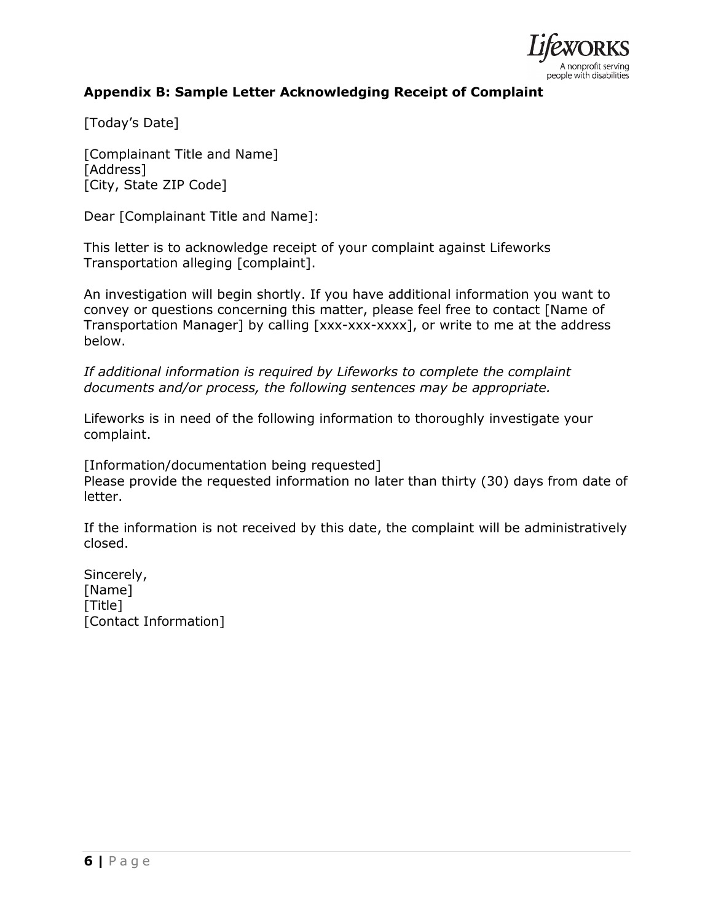## Appendix B: Sample Letter Acknowledging Receipt of Complaint

[Today's Date]

[Complainant Title and Name]
[Address]
[City, State ZIP Code]

Dear [Complainant Title and Name]:

This letter is to acknowledge receipt of your complaint against Lifeworks Transportation alleging [complaint].

An investigation will begin shortly. If you have additional information you want to convey or questions concerning this matter, please feel free to contact [Name of Transportation Manager] by calling [xxx-xxx-xxxx], or write to me at the address below.

*If additional information is required by Lifeworks to complete the complaint documents and/or process, the following sentences may be appropriate.*

Lifeworks is in need of the following information to thoroughly investigate your complaint.

[Information/documentation being requested]
Please provide the requested information no later than thirty (30) days from date of letter.

If the information is not received by this date, the complaint will be administratively closed.

Sincerely,
[Name]
[Title]
[Contact Information]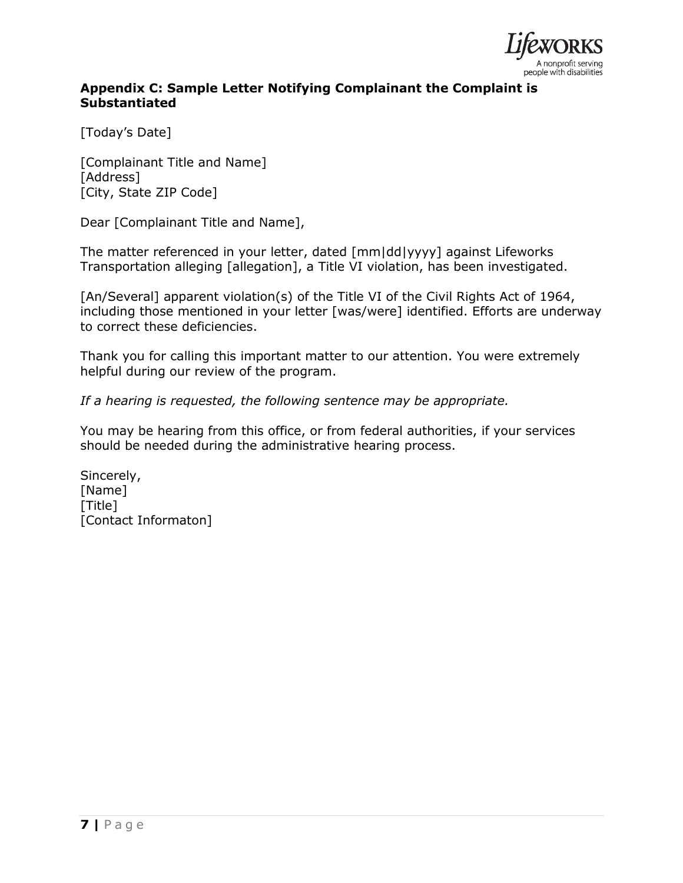### Appendix C: Sample Letter Notifying Complainant the Complaint is Substantiated

[Today's Date]

[Complainant Title and Name]
[Address]
[City, State ZIP Code]

Dear [Complainant Title and Name],

The matter referenced in your letter, dated [mm|dd|yyyy] against Lifeworks Transportation alleging [allegation], a Title VI violation, has been investigated.

[An/Several] apparent violation(s) of the Title VI of the Civil Rights Act of 1964, including those mentioned in your letter [was/were] identified. Efforts are underway to correct these deficiencies.

Thank you for calling this important matter to our attention. You were extremely helpful during our review of the program.

*If a hearing is requested, the following sentence may be appropriate.*

You may be hearing from this office, or from federal authorities, if your services should be needed during the administrative hearing process.

Sincerely,
[Name]
[Title]
[Contact Informaton]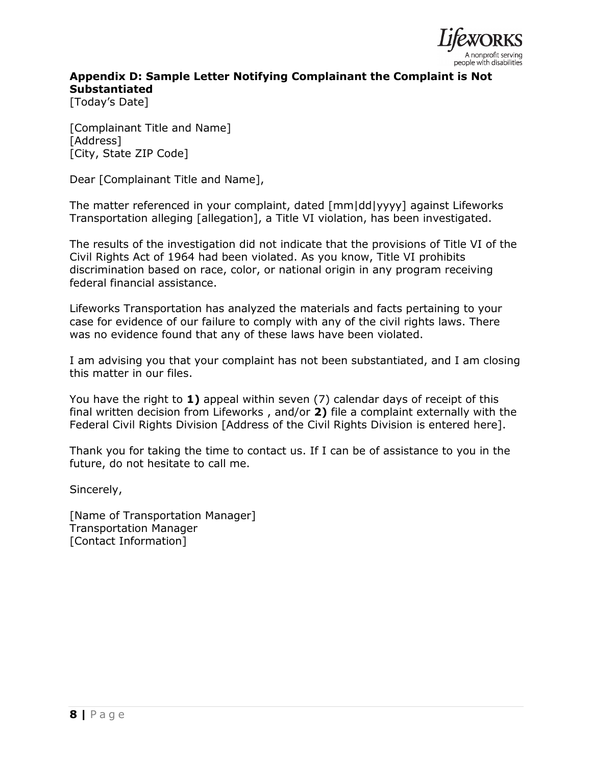## Appendix D: Sample Letter Notifying Complainant the Complaint is Not Substantiated

[Today's Date]

[Complainant Title and Name]
[Address]
[City, State ZIP Code]

Dear [Complainant Title and Name],

The matter referenced in your complaint, dated [mm|dd|yyyy] against Lifeworks Transportation alleging [allegation], a Title VI violation, has been investigated.

The results of the investigation did not indicate that the provisions of Title VI of the Civil Rights Act of 1964 had been violated. As you know, Title VI prohibits discrimination based on race, color, or national origin in any program receiving federal financial assistance.

Lifeworks Transportation has analyzed the materials and facts pertaining to your case for evidence of our failure to comply with any of the civil rights laws. There was no evidence found that any of these laws have been violated.

I am advising you that your complaint has not been substantiated, and I am closing this matter in our files.

You have the right to **1)** appeal within seven (7) calendar days of receipt of this final written decision from Lifeworks , and/or **2)** file a complaint externally with the Federal Civil Rights Division [Address of the Civil Rights Division is entered here].

Thank you for taking the time to contact us. If I can be of assistance to you in the future, do not hesitate to call me.

Sincerely,

[Name of Transportation Manager]
Transportation Manager
[Contact Information]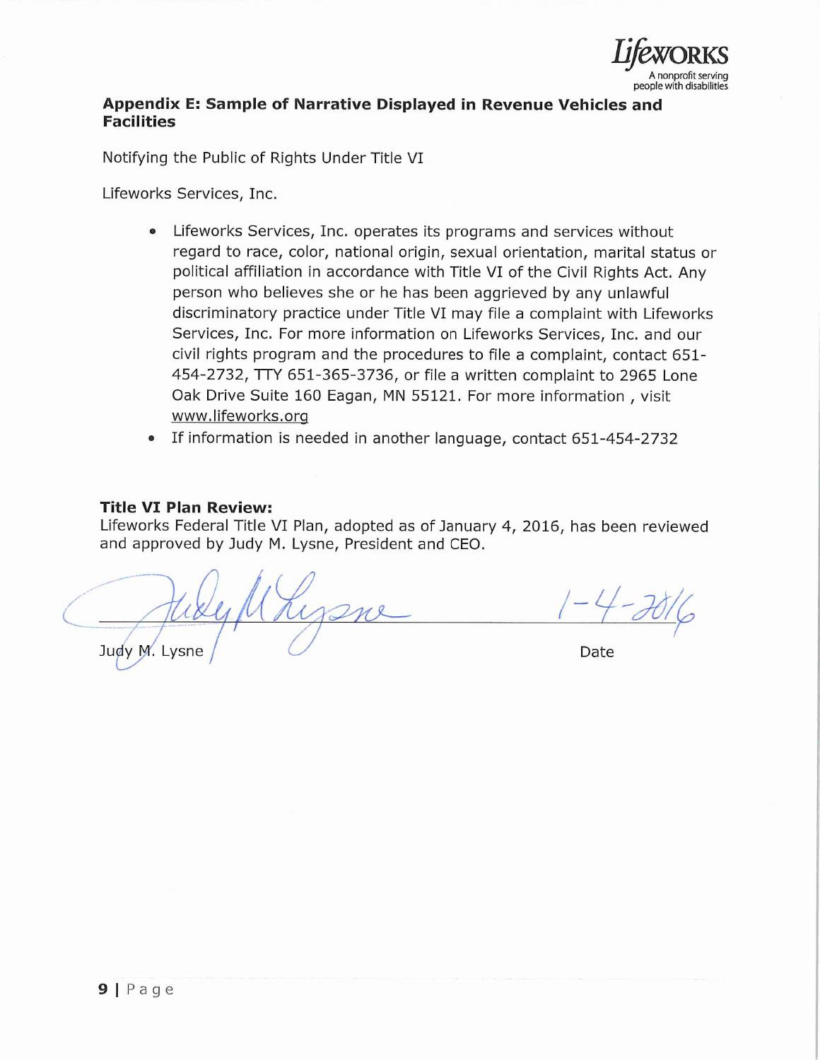## Appendix E: Sample of Narrative Displayed in Revenue Vehicles and Facilities

Notifying the Public of Rights Under Title VI

Lifeworks Services, Inc.

- Lifeworks Services, Inc. operates its programs and services without regard to race, color, national origin, sexual orientation, marital status or political affiliation in accordance with Title VI of the Civil Rights Act. Any person who believes she or he has been aggrieved by any unlawful discriminatory practice under Title VI may file a complaint with Lifeworks Services, Inc. For more information on Lifeworks Services, Inc. and our civil rights program and the procedures to file a complaint, contact 651-454-2732, TTY 651-365-3736, or file a written complaint to 2965 Lone Oak Drive Suite 160 Eagan, MN 55121. For more information , visit www.lifeworks.org
- If information is needed in another language, contact 651-454-2732

**Title VI Plan Review:**
Lifeworks Federal Title VI Plan, adopted as of January 4, 2016, has been reviewed and approved by Judy M. Lysne, President and CEO.

Judy M. Lysne 1-4-2016

Judy M. Lysne Date